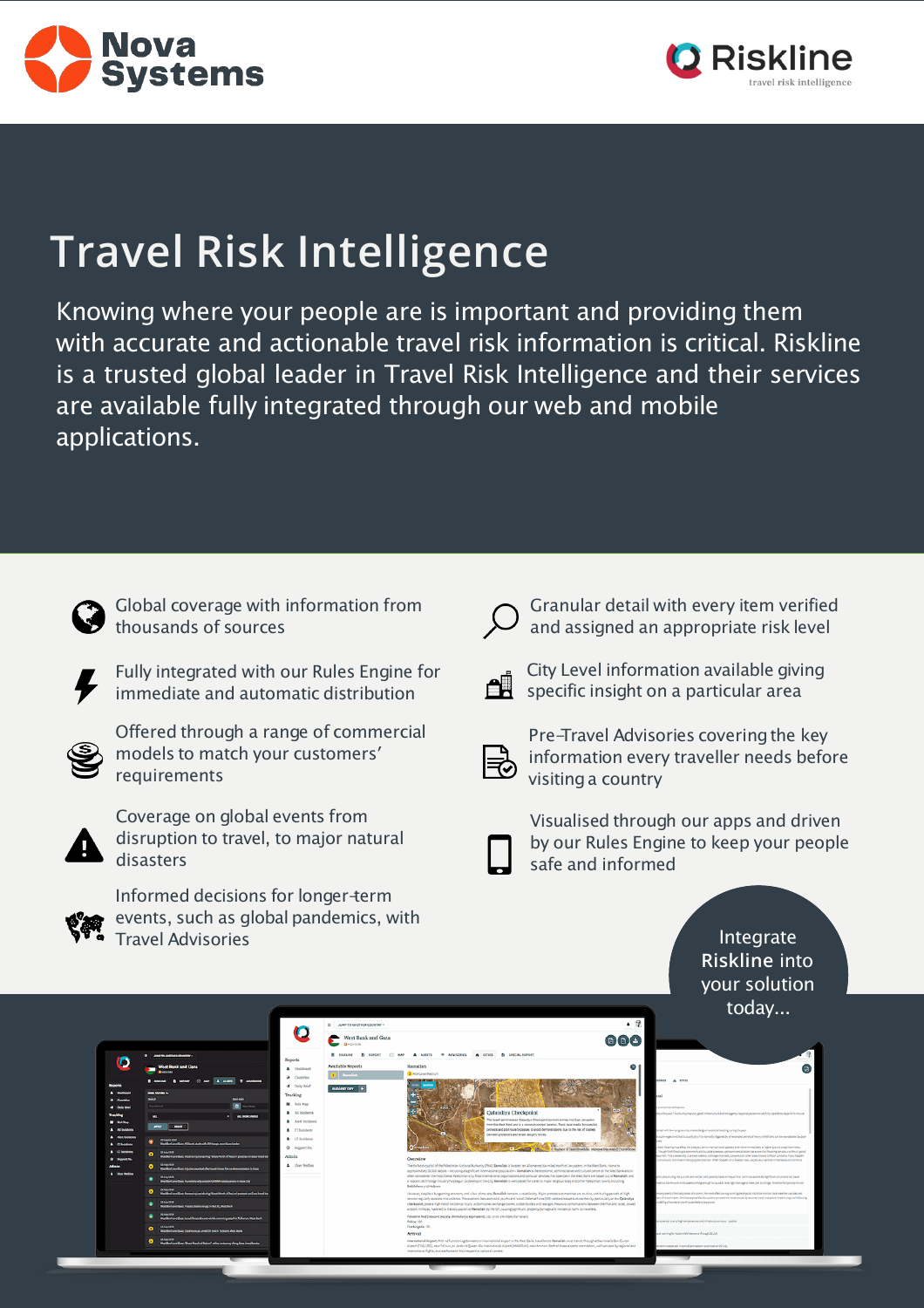Nova Systems

Riskline
travel risk intelligence

# Travel Risk Intelligence

Knowing where your people are is important and providing them with accurate and actionable travel risk information is critical. Riskline is a trusted global leader in Travel Risk Intelligence and their services are available fully integrated through our web and mobile applications.

- Global coverage with information from thousands of sources
- Fully integrated with our Rules Engine for immediate and automatic distribution
- Offered through a range of commercial models to match your customers' requirements
- Coverage on global events from disruption to travel, to major natural disasters
- Informed decisions for longer-term events, such as global pandemics, with Travel Advisories
- Granular detail with every item verified and assigned an appropriate risk level
- City Level information available giving specific insight on a particular area
- Pre-Travel Advisories covering the key information every traveller needs before visiting a country
- Visualised through our apps and driven by our Rules Engine to keep your people safe and informed

Integrate Riskline into your solution today...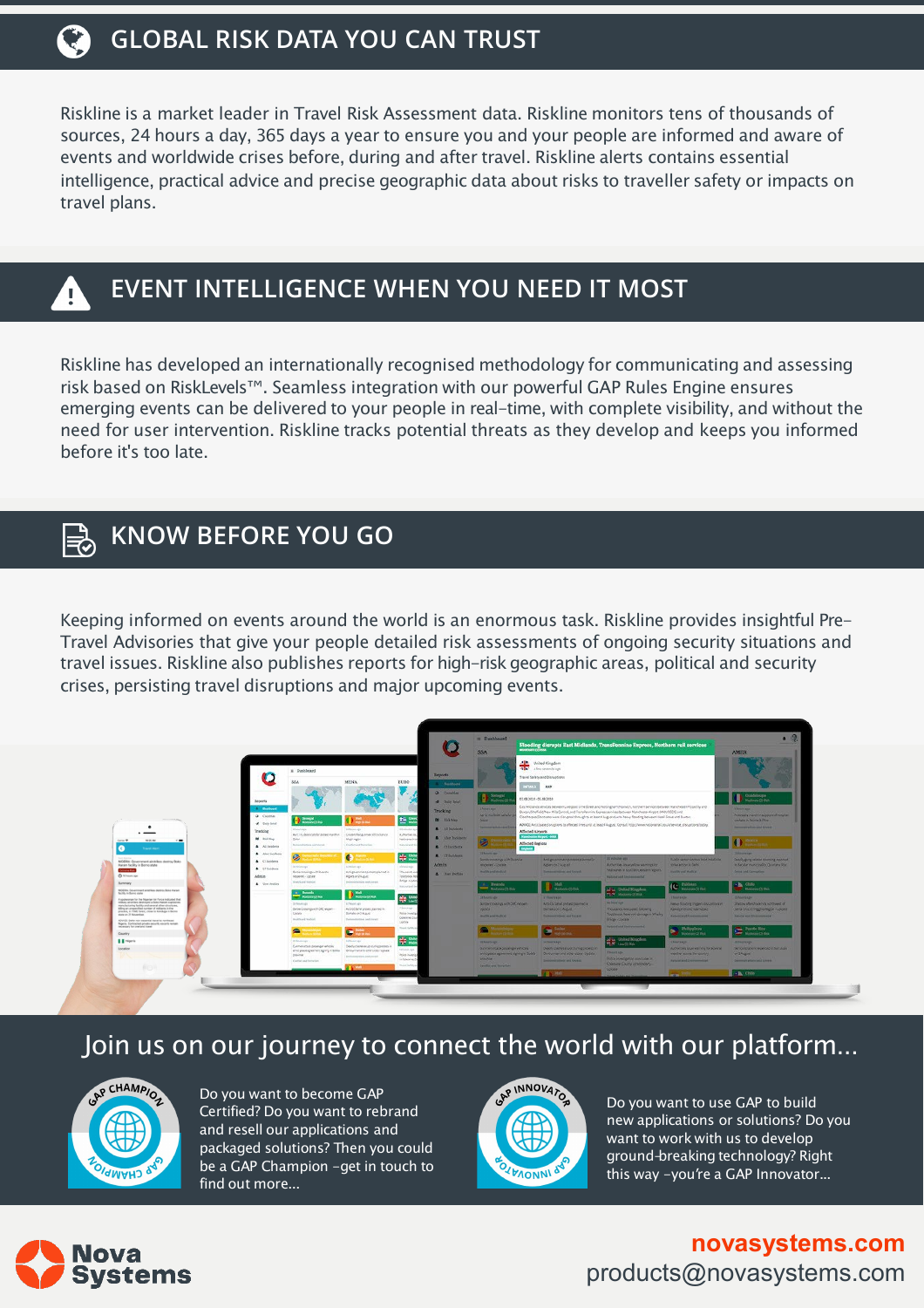## GLOBAL RISK DATA YOU CAN TRUST

Riskline is a market leader in Travel Risk Assessment data. Riskline monitors tens of thousands of sources, 24 hours a day, 365 days a year to ensure you and your people are informed and aware of events and worldwide crises before, during and after travel. Riskline alerts contains essential intelligence, practical advice and precise geographic data about risks to traveller safety or impacts on travel plans.

## EVENT INTELLIGENCE WHEN YOU NEED IT MOST

Riskline has developed an internationally recognised methodology for communicating and assessing risk based on RiskLevels™. Seamless integration with our powerful GAP Rules Engine ensures emerging events can be delivered to your people in real-time, with complete visibility, and without the need for user intervention. Riskline tracks potential threats as they develop and keeps you informed before it's too late.

## KNOW BEFORE YOU GO

Keeping informed on events around the world is an enormous task. Riskline provides insightful Pre-Travel Advisories that give your people detailed risk assessments of ongoing security situations and travel issues. Riskline also publishes reports for high-risk geographic areas, political and security crises, persisting travel disruptions and major upcoming events.

## Join us on our journey to connect the world with our platform...

GAP CHAMPION

Do you want to become GAP Certified? Do you want to rebrand and resell our applications and packaged solutions? Then you could be a GAP Champion -get in touch to find out more...

GAP INNOVATOR

Do you want to use GAP to build new applications or solutions? Do you want to work with us to develop ground-breaking technology? Right this way -you're a GAP Innovator...

Nova Systems

**novasystems.com**
products@novasystems.com